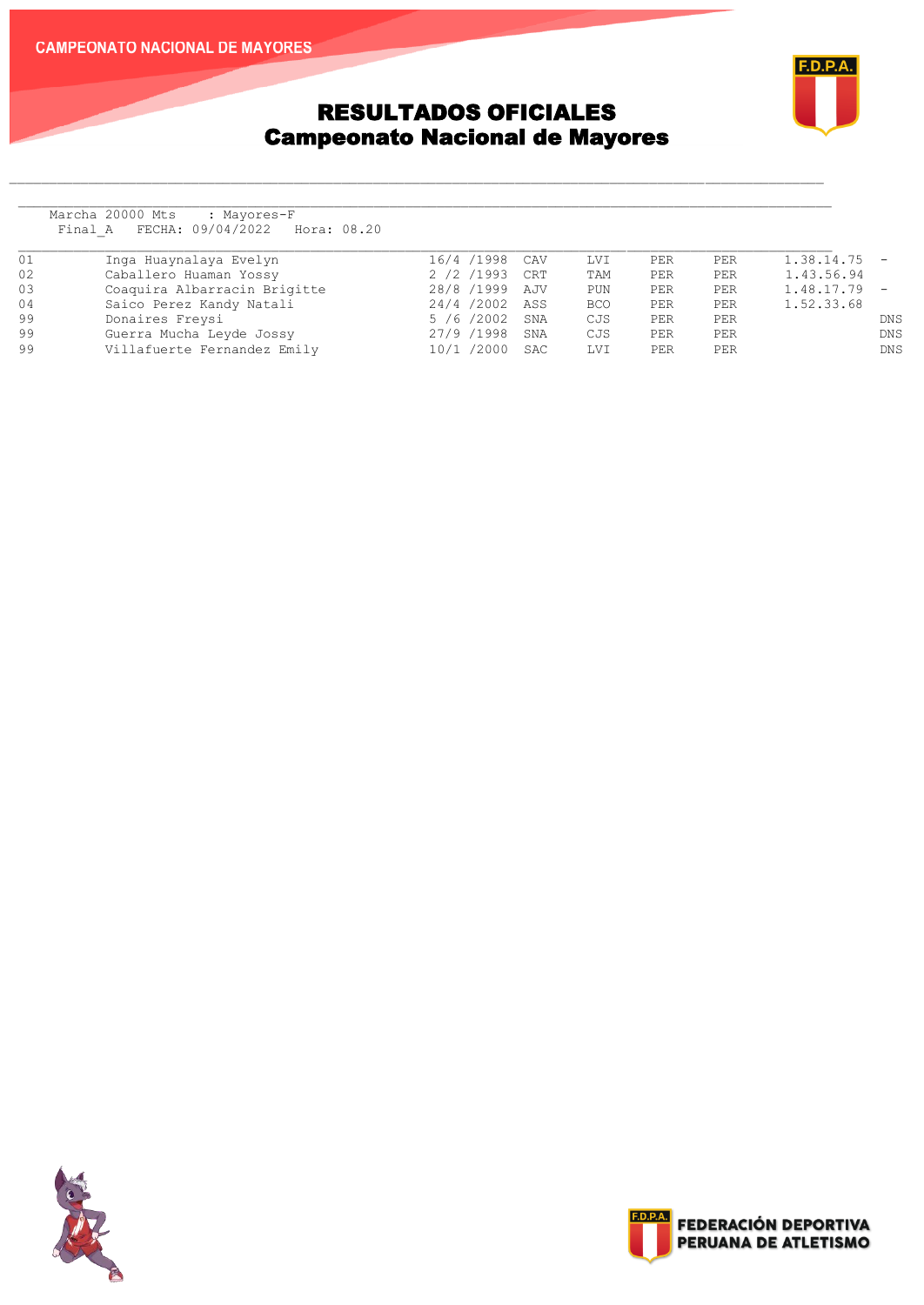# RESULTADOS OFICIALES
## Campeonato Nacional de Mayores

Marcha 20000 Mts : Mayores-F
Final_A FECHA: 09/04/2022 Hora: 08.20

| | | | | | | | | |
|---|---|---|---|---|---|---|---|---|
| 01 | Inga Huaynalaya Evelyn | 16/4 /1998 | CAV | LVI | PER | PER | 1.38.14.75 | - |
| 02 | Caballero Huaman Yossy | 2 /2 /1993 | CRT | TAM | PER | PER | 1.43.56.94 | |
| 03 | Coaquira Albarracin Brigitte | 28/8 /1999 | AJV | PUN | PER | PER | 1.48.17.79 | - |
| 04 | Saico Perez Kandy Natali | 24/4 /2002 | ASS | BCO | PER | PER | 1.52.33.68 | |
| 99 | Donaires Freysi | 5 /6 /2002 | SNA | CJS | PER | PER | | DNS |
| 99 | Guerra Mucha Leyde Jossy | 27/9 /1998 | SNA | CJS | PER | PER | | DNS |
| 99 | Villafuerte Fernandez Emily | 10/1 /2000 | SAC | LVI | PER | PER | | DNS |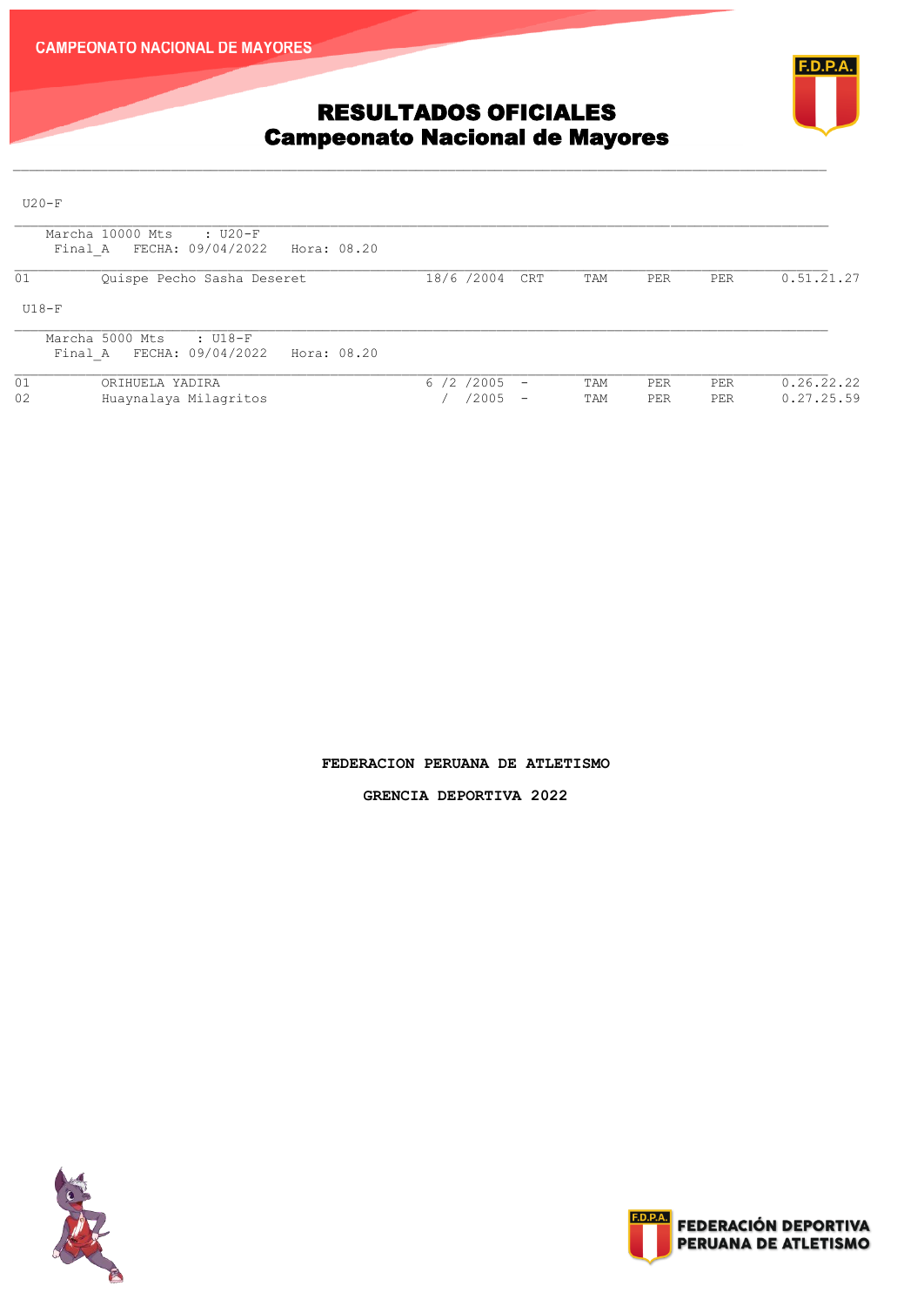# RESULTADOS OFICIALES
## Campeonato Nacional de Mayores

U20-F

Marcha 10000 Mts : U20-F
Final_A FECHA: 09/04/2022 Hora: 08.20

| | | | | | | | |
|---|---|---|---|---|---|---|---|
| 01 | Quispe Pecho Sasha Deseret | 18/6 /2004 | CRT | TAM | PER | PER | 0.51.21.27 |

U18-F

Marcha 5000 Mts : U18-F
Final_A FECHA: 09/04/2022 Hora: 08.20

| | | | | | | | |
|---|---|---|---|---|---|---|---|
| 01 | ORIHUELA YADIRA | 6 /2 /2005 | - | TAM | PER | PER | 0.26.22.22 |
| 02 | Huaynalaya Milagritos | / /2005 | - | TAM | PER | PER | 0.27.25.59 |

**FEDERACION PERUANA DE ATLETISMO**

**GRENCIA DEPORTIVA 2022**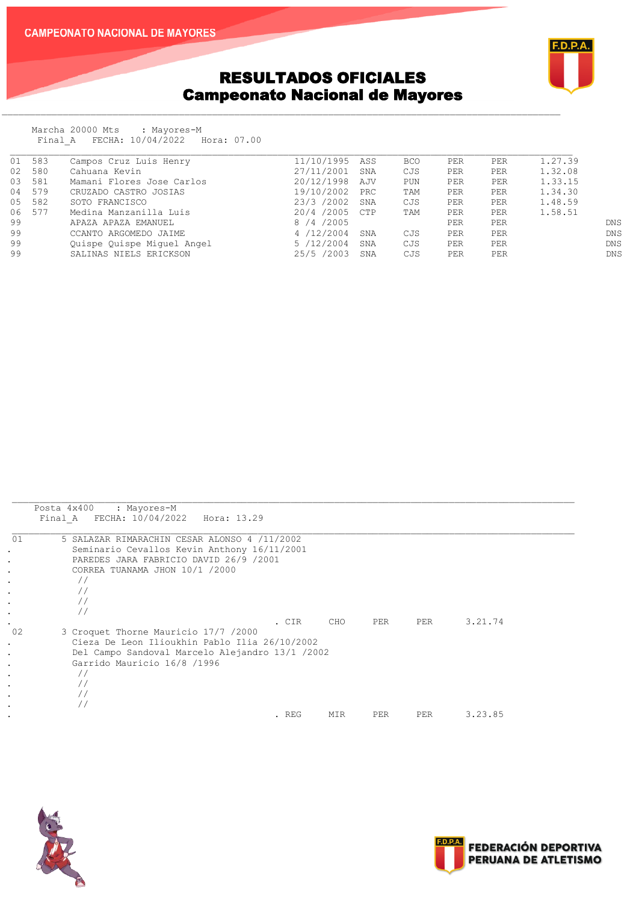# RESULTADOS OFICIALES
## Campeonato Nacional de Mayores

Marcha 20000 Mts : Mayores-M
Final_A FECHA: 10/04/2022 Hora: 07.00

| | | | | | | | | | |
|---|---|---|---|---|---|---|---|---|---|
| 01 | 583 | Campos Cruz Luis Henry | 11/10/1995 | ASS | BCO | PER | PER | 1.27.39 | |
| 02 | 580 | Cahuana Kevin | 27/11/2001 | SNA | CJS | PER | PER | 1.32.08 | |
| 03 | 581 | Mamani Flores Jose Carlos | 20/12/1998 | AJV | PUN | PER | PER | 1.33.15 | |
| 04 | 579 | CRUZADO CASTRO JOSIAS | 19/10/2002 | PRC | TAM | PER | PER | 1.34.30 | |
| 05 | 582 | SOTO FRANCISCO | 23/3 /2002 | SNA | CJS | PER | PER | 1.48.59 | |
| 06 | 577 | Medina Manzanilla Luis | 20/4 /2005 | CTP | TAM | PER | PER | 1.58.51 | |
| 99 | | APAZA APAZA EMANUEL | 8 /4 /2005 | | | PER | PER | | DNS |
| 99 | | CCANTO ARGOMEDO JAIME | 4 /12/2004 | SNA | CJS | PER | PER | | DNS |
| 99 | | Quispe Quispe Miguel Angel | 5 /12/2004 | SNA | CJS | PER | PER | | DNS |
| 99 | | SALINAS NIELS ERICKSON | 25/5 /2003 | SNA | CJS | PER | PER | | DNS |

Posta 4x400 : Mayores-M
Final_A FECHA: 10/04/2022 Hora: 13.29

| | | | | | | | |
|---|---|---|---|---|---|---|---|
| 01 | 5 | SALAZAR RIMARACHIN CESAR ALONSO 4 /11/2002<br>Seminario Cevallos Kevin Anthony 16/11/2001<br>PAREDES JARA FABRICIO DAVID 26/9 /2001<br>CORREA TUANAMA JHON 10/1 /2000 | CIR | CHO | PER | PER | 3.21.74 |
| 02 | 3 | Croquet Thorne Mauricio 17/7 /2000<br>Cieza De Leon Ilioukhin Pablo Ilia 26/10/2002<br>Del Campo Sandoval Marcelo Alejandro 13/1 /2002<br>Garrido Mauricio 16/8 /1996 | REG | MIR | PER | PER | 3.23.85 |

FEDERACIÓN DEPORTIVA PERUANA DE ATLETISMO